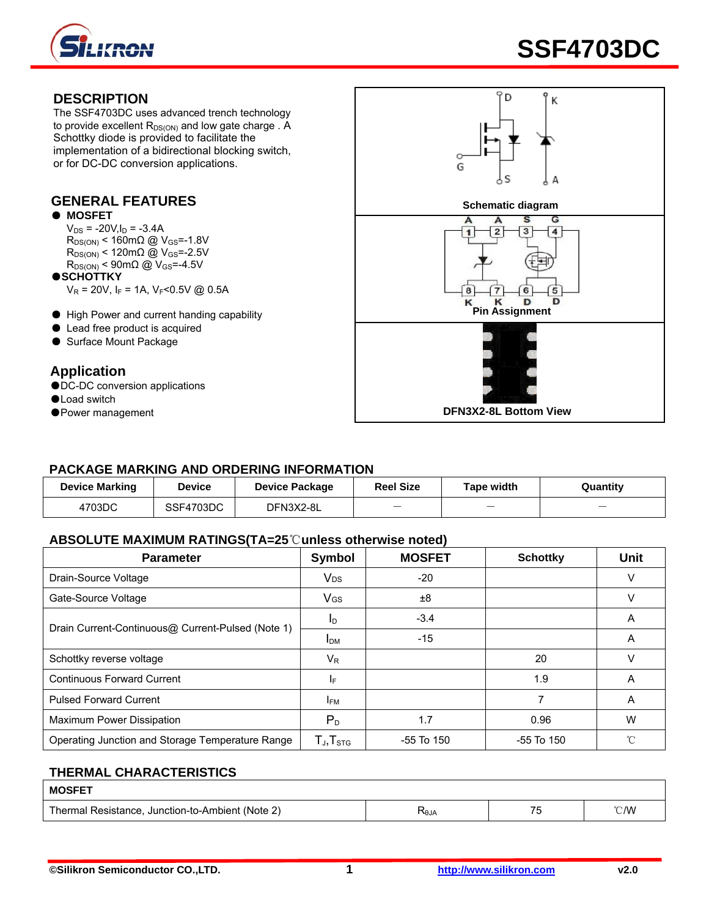# SSF4703DC

## DESCRIPTION

The SSF4703DC uses advanced trench technology to provide excellent $R_{DS(ON)}$ and low gate charge . A Schottky diode is provided to facilitate the implementation of a bidirectional blocking switch, or for DC-DC conversion applications.

## GENERAL FEATURES

- **MOSFET**
  - $V_{DS}$ = -20V, $I_D$ = -3.4A
  - $R_{DS(ON)}$ < 160mΩ @ $V_{GS}$=-1.8V
  - $R_{DS(ON)}$ < 120mΩ @ $V_{GS}$=-2.5V
  - $R_{DS(ON)}$ < 90mΩ @ $V_{GS}$=-4.5V
- **SCHOTTKY**
  - $V_R$ = 20V, $I_F$ = 1A, $V_F$<0.5V @ 0.5A
- High Power and current handing capability
- Lead free product is acquired
- Surface Mount Package

## Application

- DC-DC conversion applications
- Load switch
- Power management

Schematic diagram

Pin Assignment

DFN3X2-8L Bottom View

## PACKAGE MARKING AND ORDERING INFORMATION

| Device Marking | Device | Device Package | Reel Size | Tape width | Quantity |
|---|---|---|---|---|---|
| 4703DC | SSF4703DC | DFN3X2-8L | — | — | — |

## ABSOLUTE MAXIMUM RATINGS(TA=25℃unless otherwise noted)

| Parameter | Symbol | MOSFET | Schottky | Unit |
|---|---|---|---|---|
| Drain-Source Voltage | $V_{DS}$ | -20 | | V |
| Gate-Source Voltage | $V_{GS}$ | ±8 | | V |
| Drain Current-Continuous@ Current-Pulsed (Note 1) | $I_D$ | -3.4 | | A |
| | $I_{DM}$ | -15 | | A |
| Schottky reverse voltage | $V_R$ | | 20 | V |
| Continuous Forward Current | $I_F$ | | 1.9 | A |
| Pulsed Forward Current | $I_{FM}$ | | 7 | A |
| Maximum Power Dissipation | $P_D$ | 1.7 | 0.96 | W |
| Operating Junction and Storage Temperature Range | $T_J$,$T_{STG}$ | -55 To 150 | -55 To 150 | ℃ |

## THERMAL CHARACTERISTICS

| MOSFET | | | |
|---|---|---|---|
| Thermal Resistance, Junction-to-Ambient (Note 2) | $R_{\theta JA}$ | 75 | ℃/W |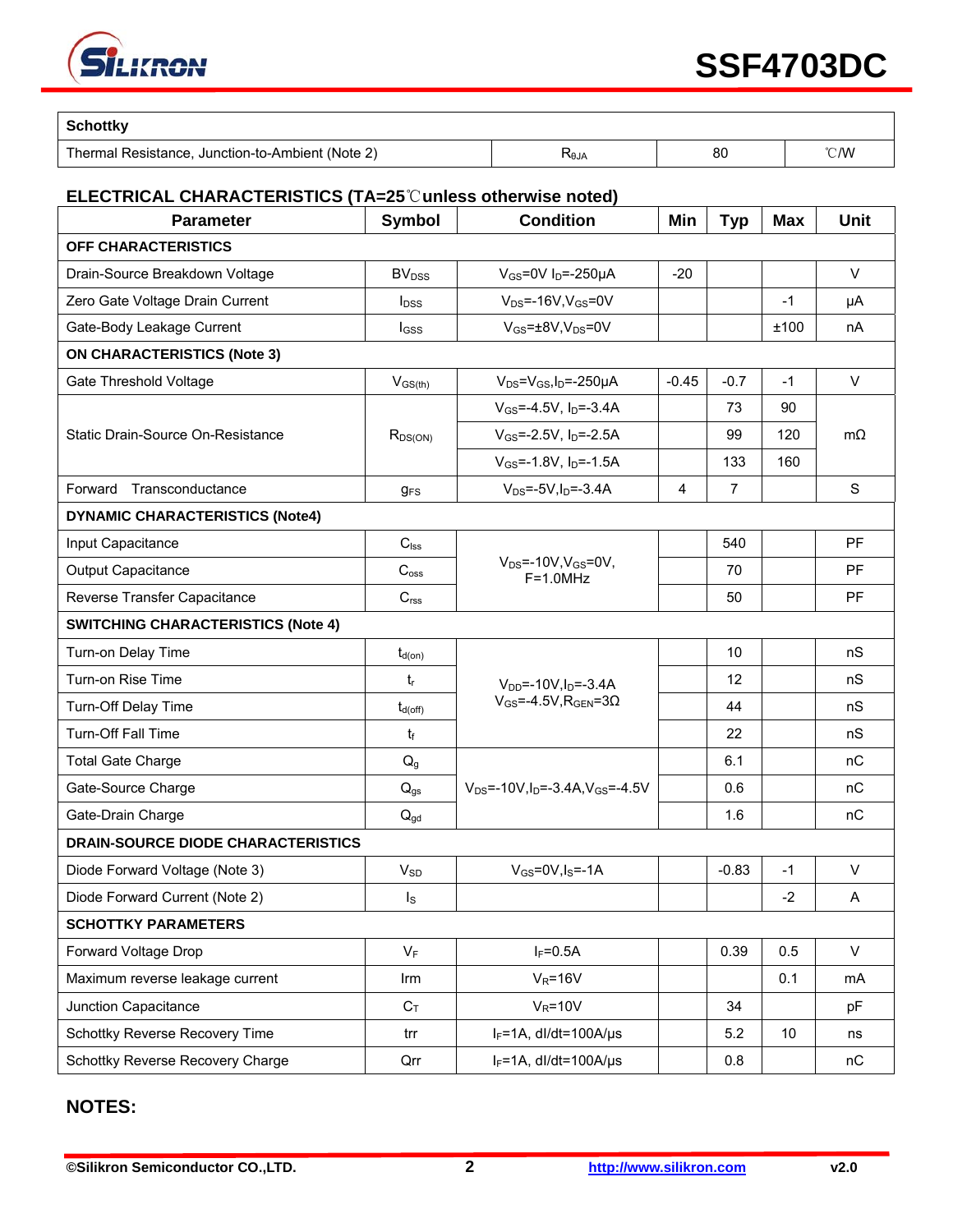| Schottky | | | |
|---|---|---|---|
| Thermal Resistance, Junction-to-Ambient (Note 2) | $R_{\theta JA}$ | 80 | ℃/W |

## ELECTRICAL CHARACTERISTICS (TA=25℃unless otherwise noted)

| Parameter | Symbol | Condition | Min | Typ | Max | Unit |
|---|---|---|---|---|---|---|
| **OFF CHARACTERISTICS** | | | | | | |
| Drain-Source Breakdown Voltage | $BV_{DSS}$ | $V_{GS}$=0V $I_D$=-250μA | -20 | | | V |
| Zero Gate Voltage Drain Current | $I_{DSS}$ | $V_{DS}$=-16V,$V_{GS}$=0V | | | -1 | μA |
| Gate-Body Leakage Current | $I_{GSS}$ | $V_{GS}$=±8V,$V_{DS}$=0V | | | ±100 | nA |
| **ON CHARACTERISTICS (Note 3)** | | | | | | |
| Gate Threshold Voltage | $V_{GS(th)}$ | $V_{DS}$=$V_{GS}$,$I_D$=-250μA | -0.45 | -0.7 | -1 | V |
| Static Drain-Source On-Resistance | $R_{DS(ON)}$ | $V_{GS}$=-4.5V, $I_D$=-3.4A | | 73 | 90 | mΩ |
| | | $V_{GS}$=-2.5V, $I_D$=-2.5A | | 99 | 120 | |
| | | $V_{GS}$=-1.8V, $I_D$=-1.5A | | 133 | 160 | |
| Forward Transconductance | $g_{FS}$ | $V_{DS}$=-5V,$I_D$=-3.4A | 4 | 7 | | S |
| **DYNAMIC CHARACTERISTICS (Note4)** | | | | | | |
| Input Capacitance | $C_{lss}$ | $V_{DS}$=-10V,$V_{GS}$=0V, F=1.0MHz | | 540 | | PF |
| Output Capacitance | $C_{oss}$ | | | 70 | | PF |
| Reverse Transfer Capacitance | $C_{rss}$ | | | 50 | | PF |
| **SWITCHING CHARACTERISTICS (Note 4)** | | | | | | |
| Turn-on Delay Time | $t_{d(on)}$ | $V_{DD}$=-10V,$I_D$=-3.4A $V_{GS}$=-4.5V,$R_{GEN}$=3Ω | | 10 | | nS |
| Turn-on Rise Time | $t_r$ | | | 12 | | nS |
| Turn-Off Delay Time | $t_{d(off)}$ | | | 44 | | nS |
| Turn-Off Fall Time | $t_f$ | | | 22 | | nS |
| Total Gate Charge | $Q_g$ | $V_{DS}$=-10V,$I_D$=-3.4A,$V_{GS}$=-4.5V | | 6.1 | | nC |
| Gate-Source Charge | $Q_{gs}$ | | | 0.6 | | nC |
| Gate-Drain Charge | $Q_{gd}$ | | | 1.6 | | nC |
| **DRAIN-SOURCE DIODE CHARACTERISTICS** | | | | | | |
| Diode Forward Voltage (Note 3) | $V_{SD}$ | $V_{GS}$=0V,$I_S$=-1A | | -0.83 | -1 | V |
| Diode Forward Current (Note 2) | $I_S$ | | | | -2 | A |
| **SCHOTTKY PARAMETERS** | | | | | | |
| Forward Voltage Drop | $V_F$ | $I_F$=0.5A | | 0.39 | 0.5 | V |
| Maximum reverse leakage current | Irm | $V_R$=16V | | | 0.1 | mA |
| Junction Capacitance | $C_T$ | $V_R$=10V | | 34 | | pF |
| Schottky Reverse Recovery Time | trr | $I_F$=1A, dI/dt=100A/μs | | 5.2 | 10 | ns |
| Schottky Reverse Recovery Charge | Qrr | $I_F$=1A, dI/dt=100A/μs | | 0.8 | | nC |

## NOTES: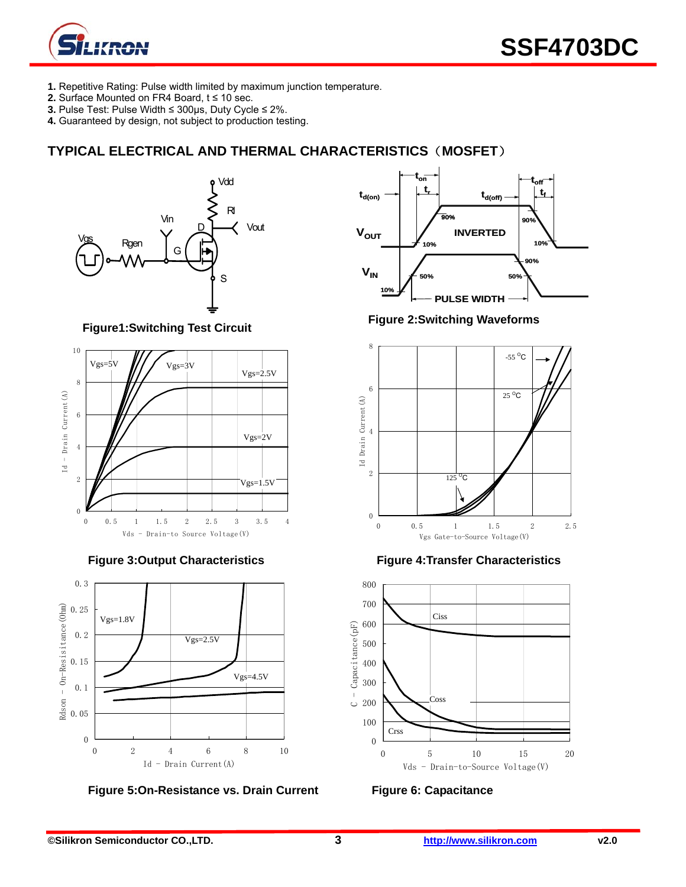1. Repetitive Rating: Pulse width limited by maximum junction temperature.
2. Surface Mounted on FR4 Board, t ≤ 10 sec.
3. Pulse Test: Pulse Width ≤ 300μs, Duty Cycle ≤ 2%.
4. Guaranteed by design, not subject to production testing.

## TYPICAL ELECTRICAL AND THERMAL CHARACTERISTICS（MOSFET）

**Figure1:Switching Test Circuit**

**Figure 2:Switching Waveforms**

**Figure 3:Output Characteristics**

**Figure 4:Transfer Characteristics**

**Figure 5:On-Resistance vs. Drain Current**

**Figure 6: Capacitance**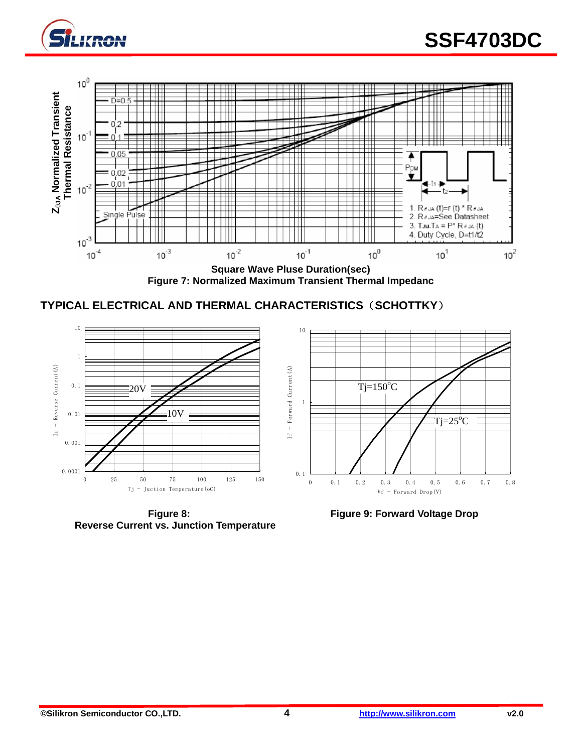Square Wave Pluse Duration(sec)

**Figure 7: Normalized Maximum Transient Thermal Impedanc**

## TYPICAL ELECTRICAL AND THERMAL CHARACTERISTICS（SCHOTTKY）

**Figure 8: Reverse Current vs. Junction Temperature**

**Figure 9: Forward Voltage Drop**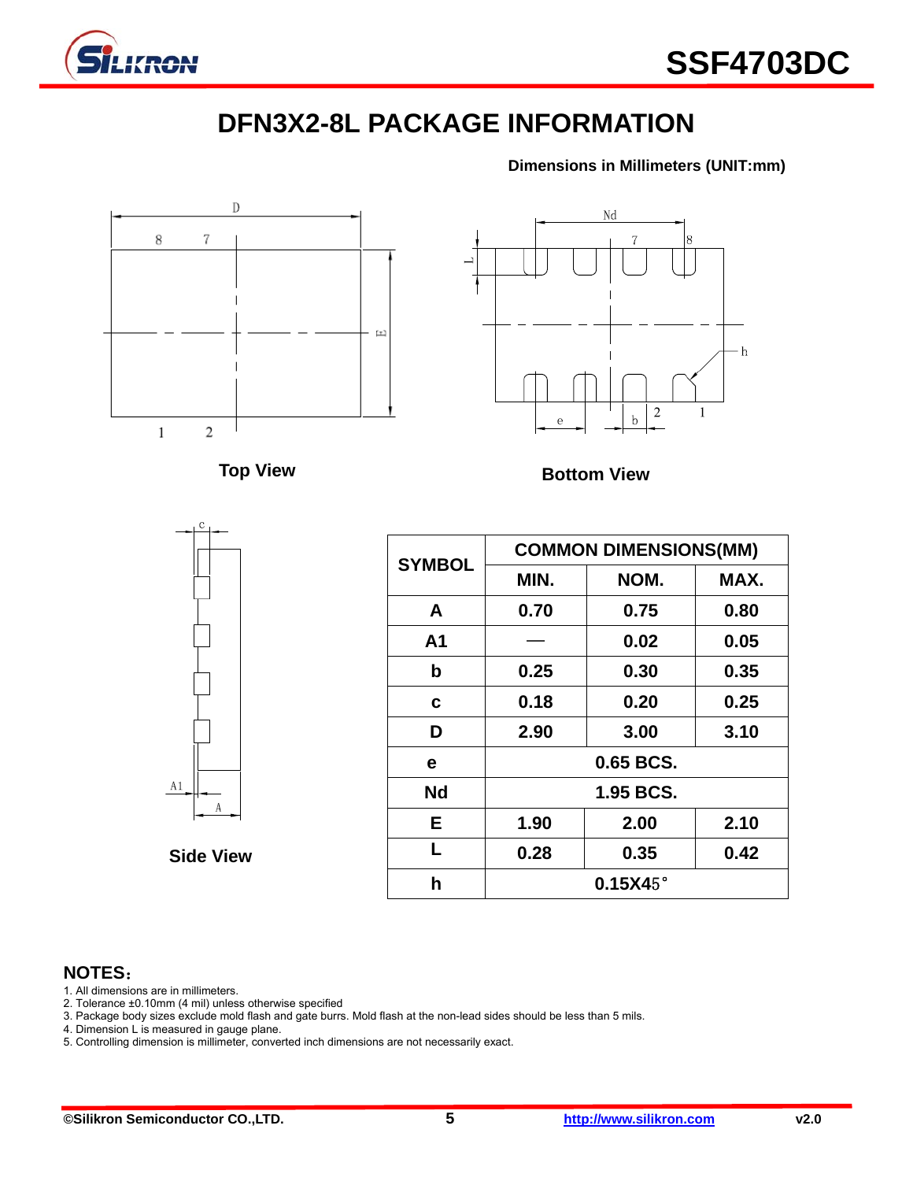# DFN3X2-8L PACKAGE INFORMATION

**Dimensions in Millimeters (UNIT:mm)**

**Top View**

**Bottom View**

**Side View**

| SYMBOL | COMMON DIMENSIONS(MM) | | |
|---|---|---|---|
| | MIN. | NOM. | MAX. |
| A | 0.70 | 0.75 | 0.80 |
| A1 | — | 0.02 | 0.05 |
| b | 0.25 | 0.30 | 0.35 |
| c | 0.18 | 0.20 | 0.25 |
| D | 2.90 | 3.00 | 3.10 |
| e | 0.65 BCS. | | |
| Nd | 1.95 BCS. | | |
| E | 1.90 | 2.00 | 2.10 |
| L | 0.28 | 0.35 | 0.42 |
| h | 0.15X45° | | |

**NOTES：**

1. All dimensions are in millimeters.
2. Tolerance ±0.10mm (4 mil) unless otherwise specified
3. Package body sizes exclude mold flash and gate burrs. Mold flash at the non-lead sides should be less than 5 mils.
4. Dimension L is measured in gauge plane.
5. Controlling dimension is millimeter, converted inch dimensions are not necessarily exact.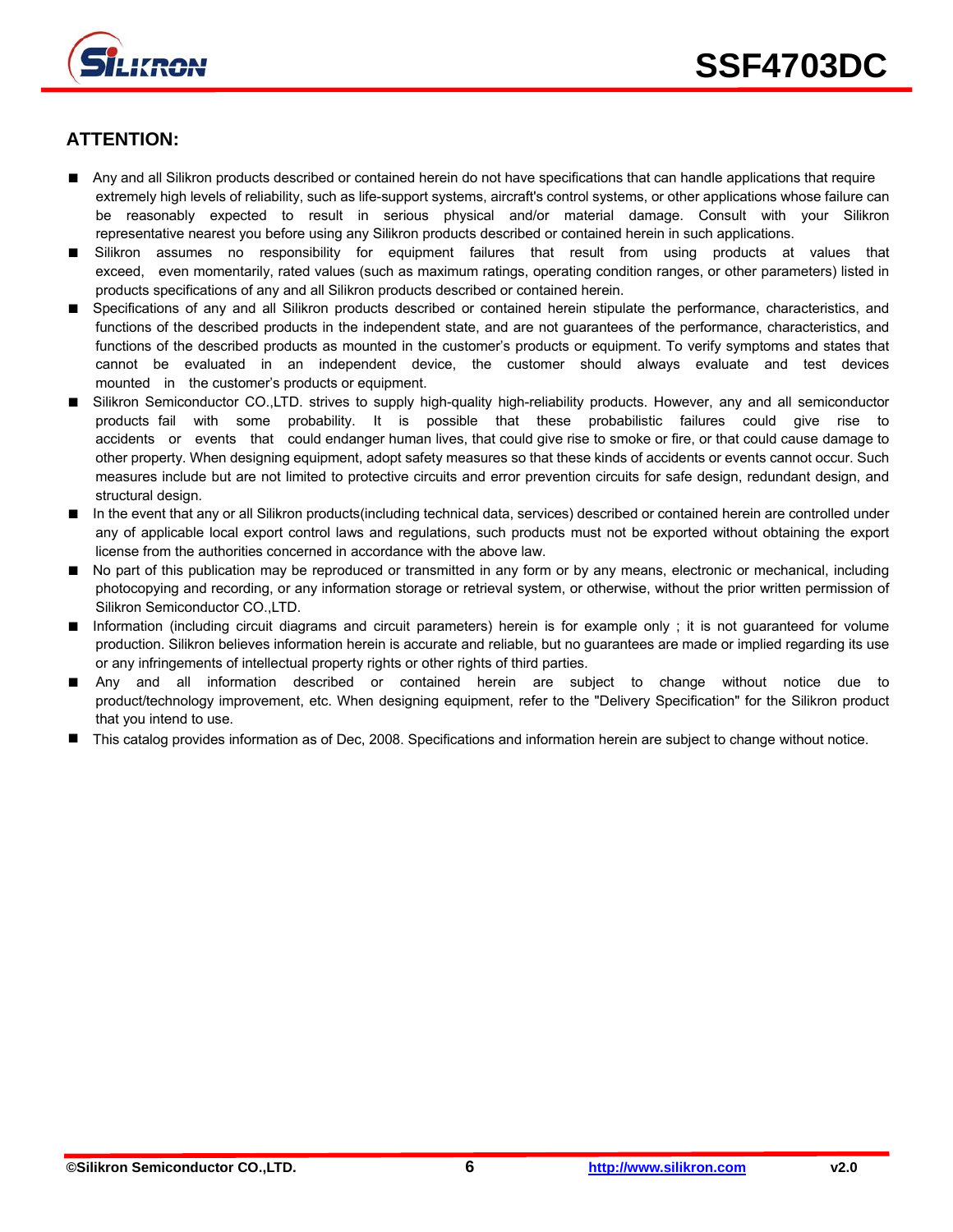## ATTENTION:

- Any and all Silikron products described or contained herein do not have specifications that can handle applications that require extremely high levels of reliability, such as life-support systems, aircraft's control systems, or other applications whose failure can be reasonably expected to result in serious physical and/or material damage. Consult with your Silikron representative nearest you before using any Silikron products described or contained herein in such applications.
- Silikron assumes no responsibility for equipment failures that result from using products at values that exceed, even momentarily, rated values (such as maximum ratings, operating condition ranges, or other parameters) listed in products specifications of any and all Silikron products described or contained herein.
- Specifications of any and all Silikron products described or contained herein stipulate the performance, characteristics, and functions of the described products in the independent state, and are not guarantees of the performance, characteristics, and functions of the described products as mounted in the customer's products or equipment. To verify symptoms and states that cannot be evaluated in an independent device, the customer should always evaluate and test devices mounted in the customer's products or equipment.
- Silikron Semiconductor CO.,LTD. strives to supply high-quality high-reliability products. However, any and all semiconductor products fail with some probability. It is possible that these probabilistic failures could give rise to accidents or events that could endanger human lives, that could give rise to smoke or fire, or that could cause damage to other property. When designing equipment, adopt safety measures so that these kinds of accidents or events cannot occur. Such measures include but are not limited to protective circuits and error prevention circuits for safe design, redundant design, and structural design.
- In the event that any or all Silikron products(including technical data, services) described or contained herein are controlled under any of applicable local export control laws and regulations, such products must not be exported without obtaining the export license from the authorities concerned in accordance with the above law.
- No part of this publication may be reproduced or transmitted in any form or by any means, electronic or mechanical, including photocopying and recording, or any information storage or retrieval system, or otherwise, without the prior written permission of Silikron Semiconductor CO.,LTD.
- Information (including circuit diagrams and circuit parameters) herein is for example only ; it is not guaranteed for volume production. Silikron believes information herein is accurate and reliable, but no guarantees are made or implied regarding its use or any infringements of intellectual property rights or other rights of third parties.
- Any and all information described or contained herein are subject to change without notice due to product/technology improvement, etc. When designing equipment, refer to the "Delivery Specification" for the Silikron product that you intend to use.
- This catalog provides information as of Dec, 2008. Specifications and information herein are subject to change without notice.